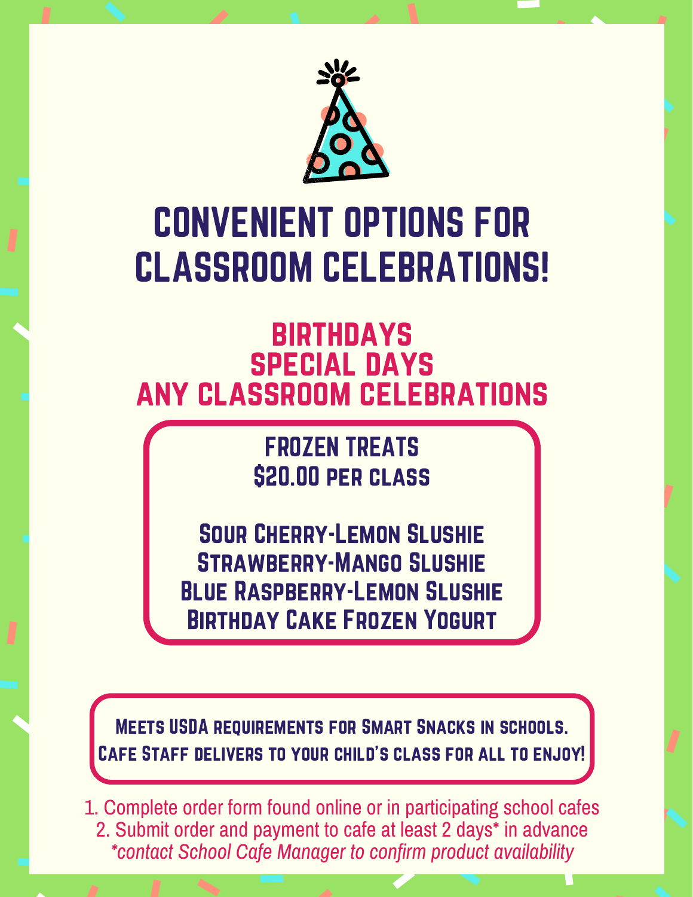# CONVENIENT OPTIONS FOR CLASSROOM CELEBRATIONS!

## BIRTHDAYS
## SPECIAL DAYS
## ANY CLASSROOM CELEBRATIONS

**FROZEN TREATS**
**$20.00 PER CLASS**

**Sour Cherry-Lemon Slushie**
**Strawberry-Mango Slushie**
**Blue Raspberry-Lemon Slushie**
**Birthday Cake Frozen Yogurt**

**Meets USDA requirements for Smart Snacks in schools.**
**Cafe Staff delivers to your child's class for all to enjoy!**

1. Complete order form found online or in participating school cafes
2. Submit order and payment to cafe at least 2 days* in advance

*\*contact School Cafe Manager to confirm product availability*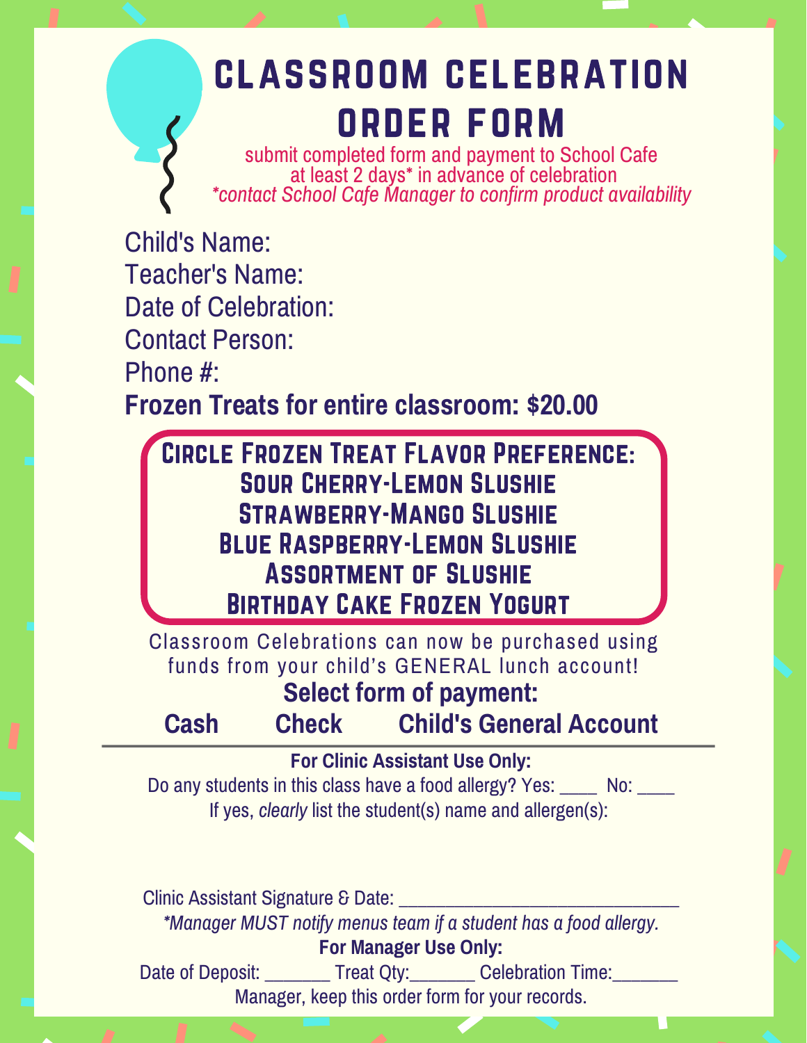# CLASSROOM CELEBRATION ORDER FORM

submit completed form and payment to School Cafe
at least 2 days* in advance of celebration
*\*contact School Cafe Manager to confirm product availability*

Child's Name:
Teacher's Name:
Date of Celebration:
Contact Person:
Phone #:

**Frozen Treats for entire classroom: $20.00**

**Circle Frozen Treat Flavor Preference:**
**Sour Cherry-Lemon Slushie**
**Strawberry-Mango Slushie**
**Blue Raspberry-Lemon Slushie**
**Assortment of Slushie**
**Birthday Cake Frozen Yogurt**

Classroom Celebrations can now be purchased using funds from your child's GENERAL lunch account!

**Select form of payment:**

**Cash Check Child's General Account**

---

**For Clinic Assistant Use Only:**

Do any students in this class have a food allergy? Yes: ____ No: ____

If yes, *clearly* list the student(s) name and allergen(s):

Clinic Assistant Signature & Date: ______________________________

*\*Manager MUST notify menus team if a student has a food allergy.*

**For Manager Use Only:**

Date of Deposit: _______ Treat Qty:_______ Celebration Time:_______

Manager, keep this order form for your records.